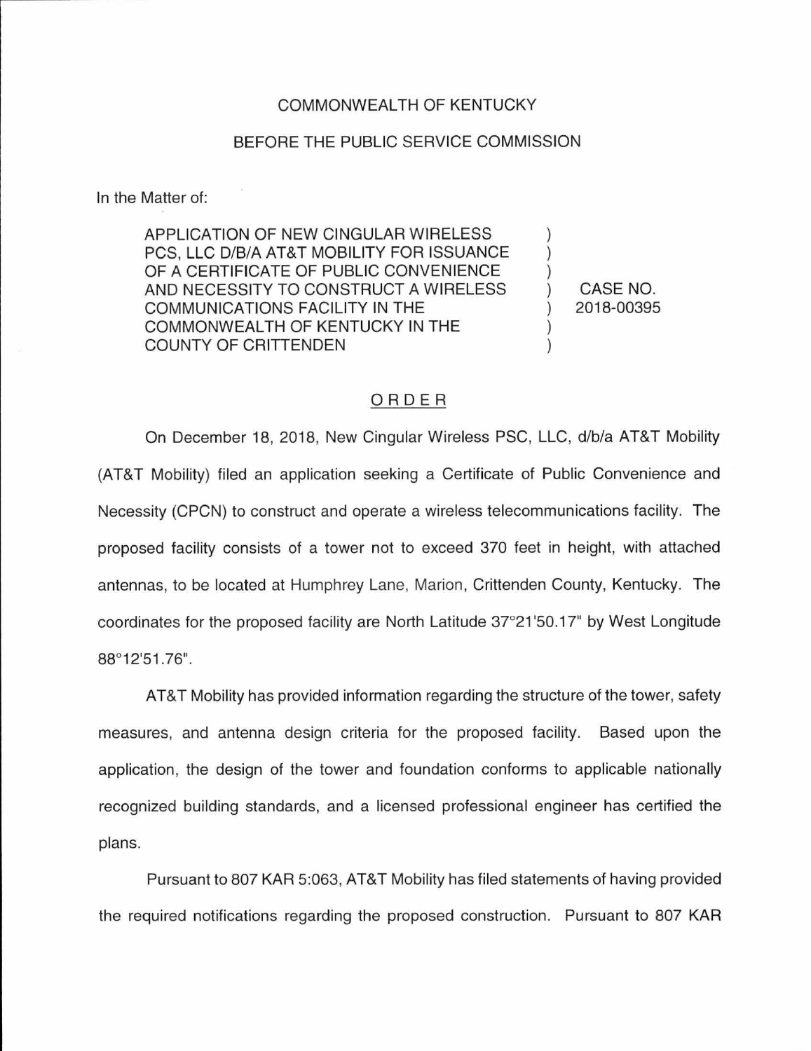COMMONWEALTH OF KENTUCKY

BEFORE THE PUBLIC SERVICE COMMISSION

In the Matter of:

| | | |
|---|---|---|
| APPLICATION OF NEW CINGULAR WIRELESS PCS, LLC D/B/A AT&T MOBILITY FOR ISSUANCE OF A CERTIFICATE OF PUBLIC CONVENIENCE AND NECESSITY TO CONSTRUCT A WIRELESS COMMUNICATIONS FACILITY IN THE COMMONWEALTH OF KENTUCKY IN THE COUNTY OF CRITTENDEN | ) | CASE NO. 2018-00395 |

ORDER

On December 18, 2018, New Cingular Wireless PSC, LLC, d/b/a AT&T Mobility (AT&T Mobility) filed an application seeking a Certificate of Public Convenience and Necessity (CPCN) to construct and operate a wireless telecommunications facility. The proposed facility consists of a tower not to exceed 370 feet in height, with attached antennas, to be located at Humphrey Lane, Marion, Crittenden County, Kentucky. The coordinates for the proposed facility are North Latitude 37°21'50.17" by West Longitude 88°12'51.76".

AT&T Mobility has provided information regarding the structure of the tower, safety measures, and antenna design criteria for the proposed facility. Based upon the application, the design of the tower and foundation conforms to applicable nationally recognized building standards, and a licensed professional engineer has certified the plans.

Pursuant to 807 KAR 5:063, AT&T Mobility has filed statements of having provided the required notifications regarding the proposed construction. Pursuant to 807 KAR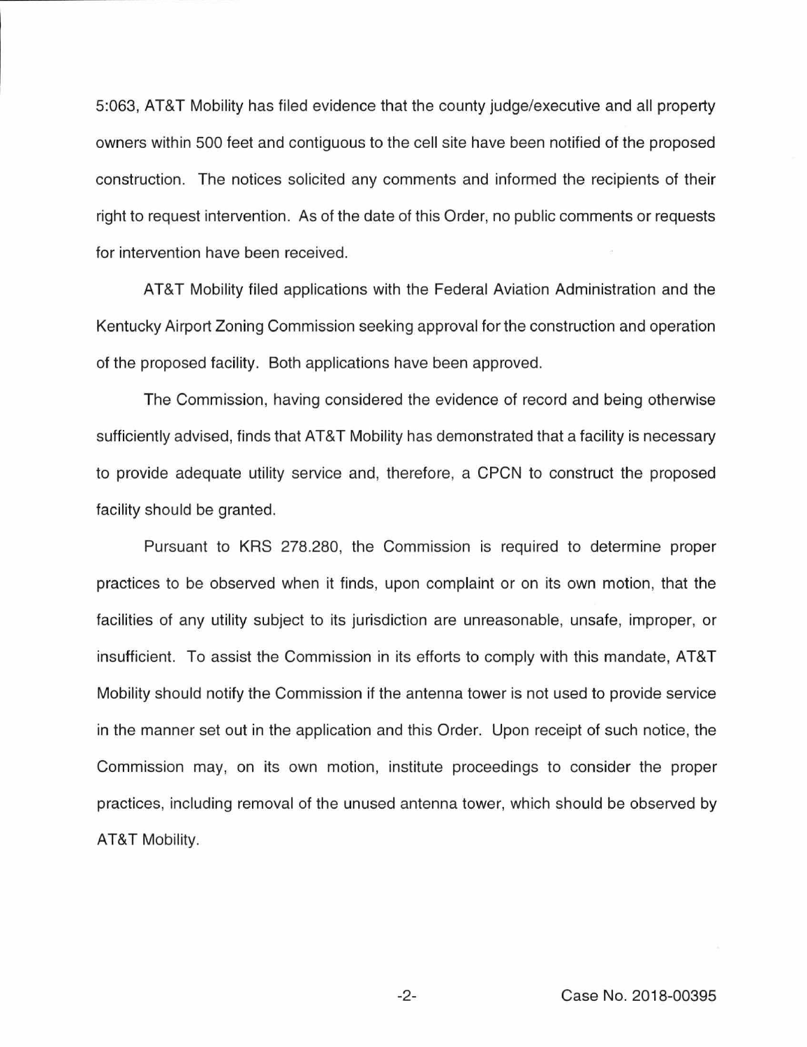5:063, AT&T Mobility has filed evidence that the county judge/executive and all property owners within 500 feet and contiguous to the cell site have been notified of the proposed construction. The notices solicited any comments and informed the recipients of their right to request intervention. As of the date of this Order, no public comments or requests for intervention have been received.

AT&T Mobility filed applications with the Federal Aviation Administration and the Kentucky Airport Zoning Commission seeking approval for the construction and operation of the proposed facility. Both applications have been approved.

The Commission, having considered the evidence of record and being otherwise sufficiently advised, finds that AT&T Mobility has demonstrated that a facility is necessary to provide adequate utility service and, therefore, a CPCN to construct the proposed facility should be granted.

Pursuant to KRS 278.280, the Commission is required to determine proper practices to be observed when it finds, upon complaint or on its own motion, that the facilities of any utility subject to its jurisdiction are unreasonable, unsafe, improper, or insufficient. To assist the Commission in its efforts to comply with this mandate, AT&T Mobility should notify the Commission if the antenna tower is not used to provide service in the manner set out in the application and this Order. Upon receipt of such notice, the Commission may, on its own motion, institute proceedings to consider the proper practices, including removal of the unused antenna tower, which should be observed by AT&T Mobility.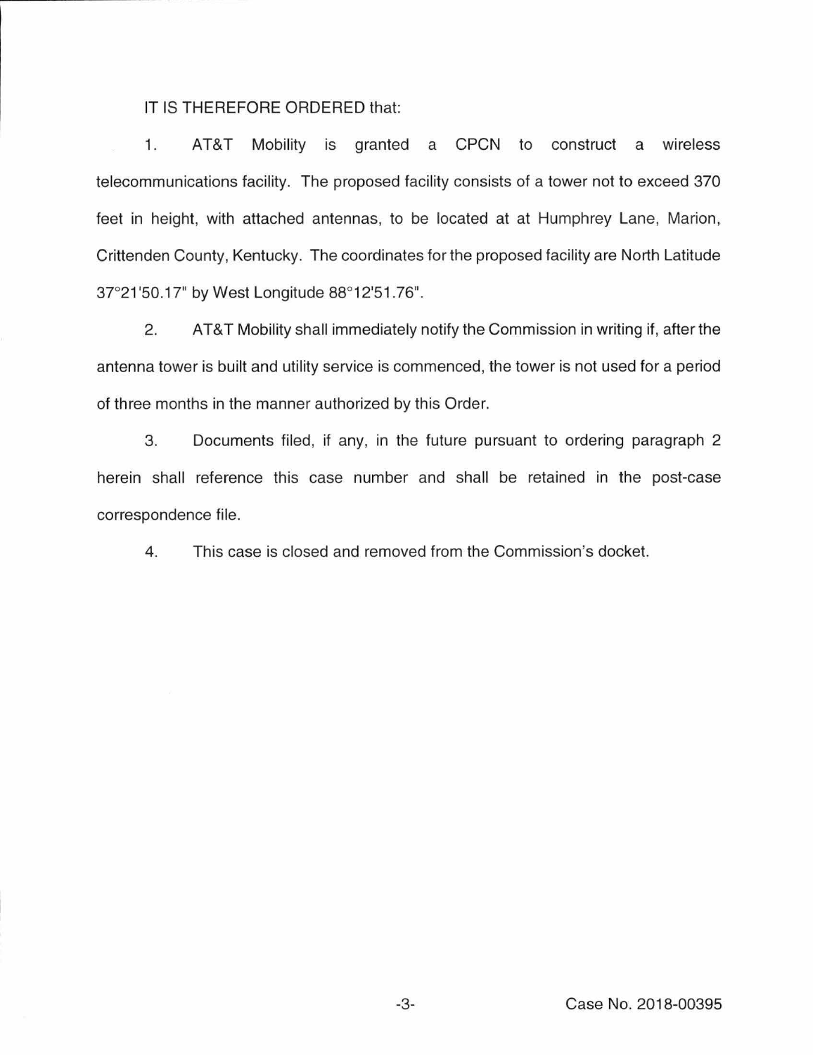IT IS THEREFORE ORDERED that:

1. AT&T Mobility is granted a CPCN to construct a wireless telecommunications facility. The proposed facility consists of a tower not to exceed 370 feet in height, with attached antennas, to be located at at Humphrey Lane, Marion, Crittenden County, Kentucky. The coordinates for the proposed facility are North Latitude 37°21'50.17" by West Longitude 88°12'51.76".

2. AT&T Mobility shall immediately notify the Commission in writing if, after the antenna tower is built and utility service is commenced, the tower is not used for a period of three months in the manner authorized by this Order.

3. Documents filed, if any, in the future pursuant to ordering paragraph 2 herein shall reference this case number and shall be retained in the post-case correspondence file.

4. This case is closed and removed from the Commission's docket.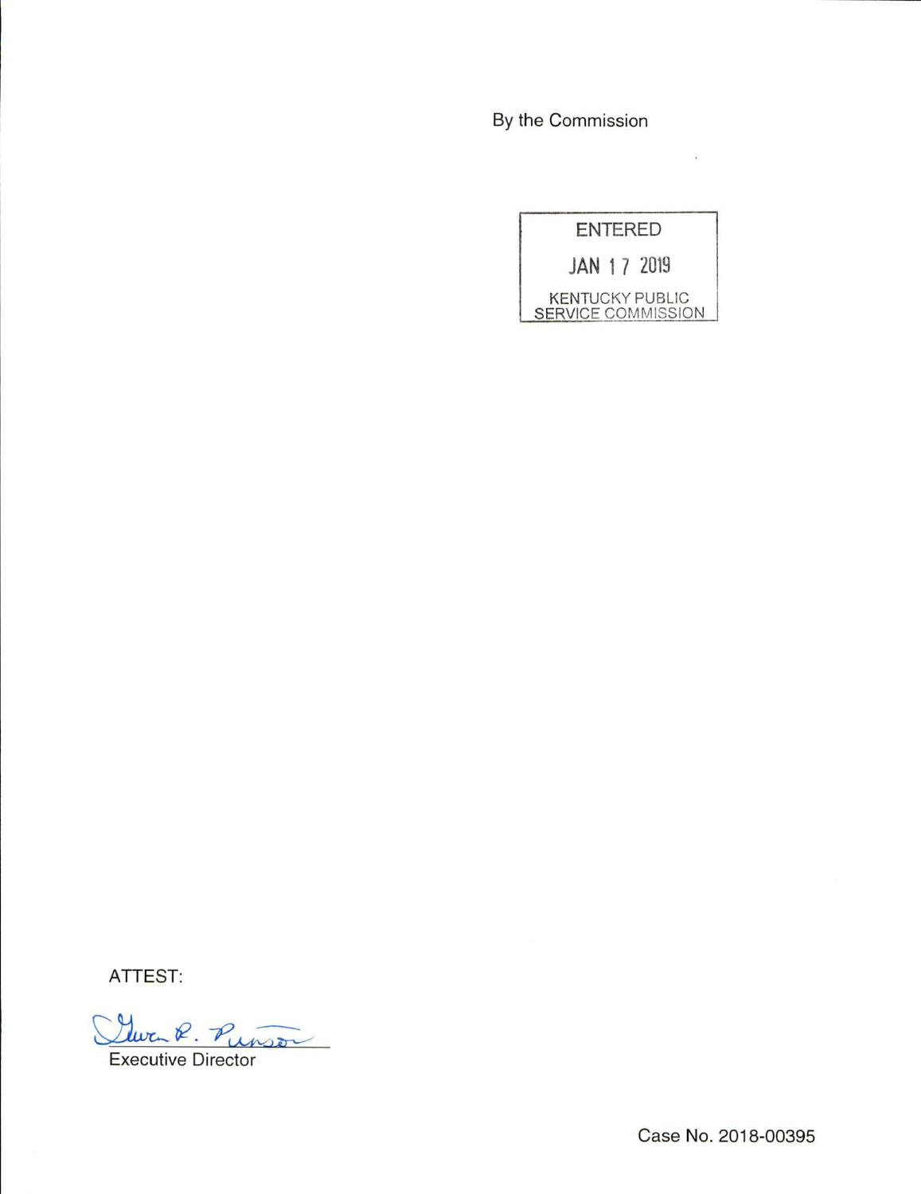By the Commission

ENTERED

JAN 17 2019

KENTUCKY PUBLIC SERVICE COMMISSION

ATTEST:

Gwen R. Pinson

Executive Director

Case No. 2018-00395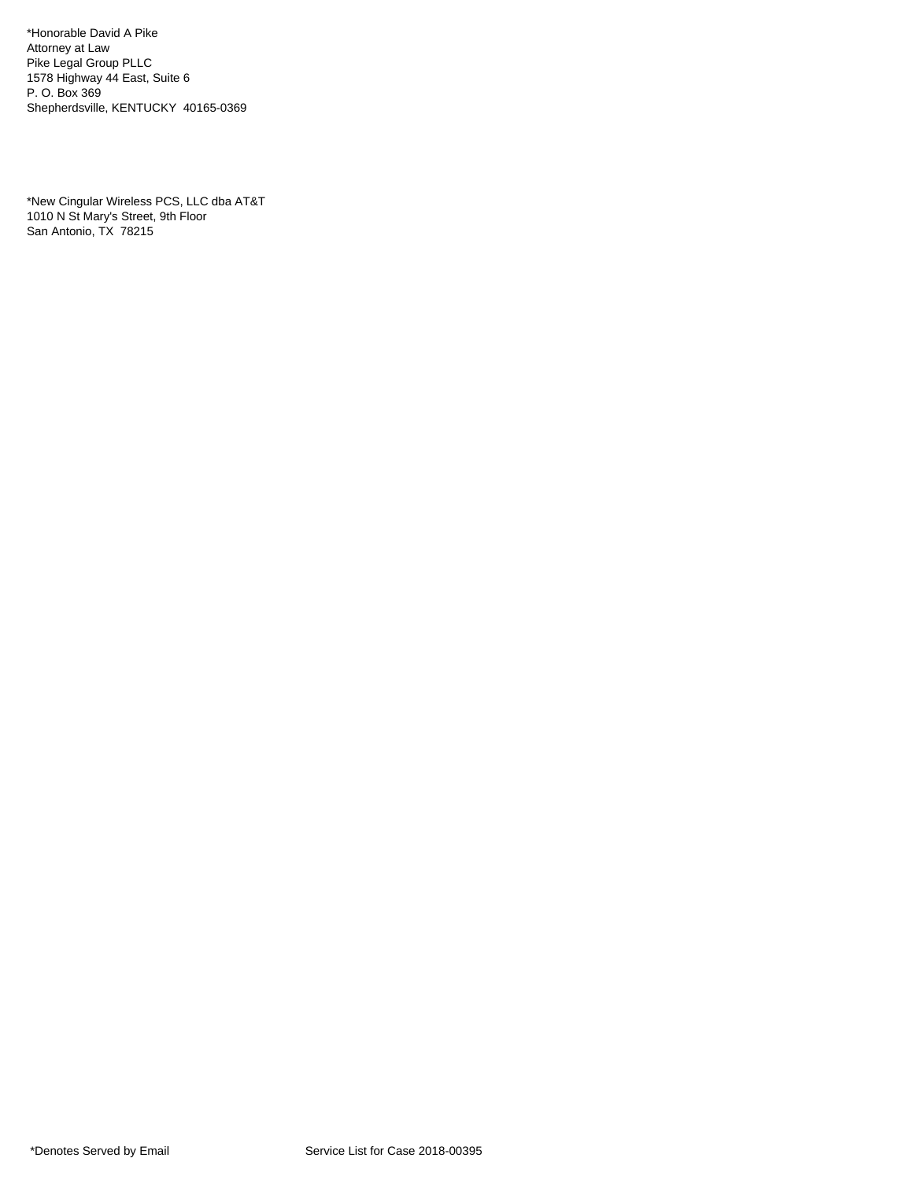*Honorable David A Pike
Attorney at Law
Pike Legal Group PLLC
1578 Highway 44 East, Suite 6
P. O. Box 369
Shepherdsville, KENTUCKY 40165-0369

*New Cingular Wireless PCS, LLC dba AT&T
1010 N St Mary's Street, 9th Floor
San Antonio, TX 78215

*Denotes Served by Email

Service List for Case 2018-00395